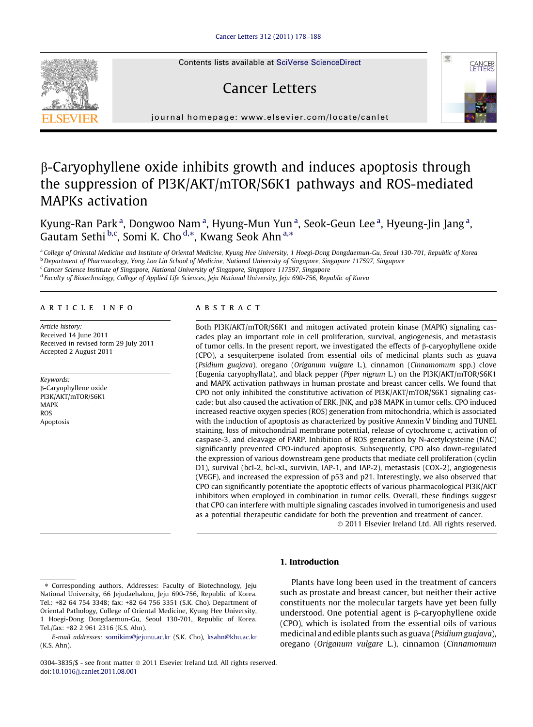# β-Caryophyllene oxide inhibits growth and induces apoptosis through the suppression of PI3K/AKT/mTOR/S6K1 pathways and ROS-mediated MAPKs activation

Kyung-Ran Park [a], Dongwoo Nam [a], Hyung-Mun Yun [a], Seok-Geun Lee [a], Hyeung-Jin Jang [a], Gautam Sethi [b,c], Somi K. Cho [d,*], Kwang Seok Ahn [a,*]

[a] College of Oriental Medicine and Institute of Oriental Medicine, Kyung Hee University, 1 Hoegi-Dong Dongdaemun-Gu, Seoul 130-701, Republic of Korea
[b] Department of Pharmacology, Yong Loo Lin School of Medicine, National University of Singapore, Singapore 117597, Singapore
[c] Cancer Science Institute of Singapore, National University of Singapore, Singapore 117597, Singapore
[d] Faculty of Biotechnology, College of Applied Life Sciences, Jeju National University, Jeju 690-756, Republic of Korea

## ARTICLE INFO

*Article history:*
Received 14 June 2011
Received in revised form 29 July 2011
Accepted 2 August 2011

*Keywords:*
β-Caryophyllene oxide
PI3K/AKT/mTOR/S6K1
MAPK
ROS
Apoptosis

## ABSTRACT

Both PI3K/AKT/mTOR/S6K1 and mitogen activated protein kinase (MAPK) signaling cascades play an important role in cell proliferation, survival, angiogenesis, and metastasis of tumor cells. In the present report, we investigated the effects of β-caryophyllene oxide (CPO), a sesquiterpene isolated from essential oils of medicinal plants such as guava (*Psidium guajava*), oregano (*Origanum vulgare* L.), cinnamon (*Cinnamomum* spp.) clove (Eugenia caryophyllata), and black pepper (*Piper nigrum* L.) on the PI3K/AKT/mTOR/S6K1 and MAPK activation pathways in human prostate and breast cancer cells. We found that CPO not only inhibited the constitutive activation of PI3K/AKT/mTOR/S6K1 signaling cascade; but also caused the activation of ERK, JNK, and p38 MAPK in tumor cells. CPO induced increased reactive oxygen species (ROS) generation from mitochondria, which is associated with the induction of apoptosis as characterized by positive Annexin V binding and TUNEL staining, loss of mitochondrial membrane potential, release of cytochrome c, activation of caspase-3, and cleavage of PARP. Inhibition of ROS generation by N-acetylcysteine (NAC) significantly prevented CPO-induced apoptosis. Subsequently, CPO also down-regulated the expression of various downstream gene products that mediate cell proliferation (cyclin D1), survival (bcl-2, bcl-xL, survivin, IAP-1, and IAP-2), metastasis (COX-2), angiogenesis (VEGF), and increased the expression of p53 and p21. Interestingly, we also observed that CPO can significantly potentiate the apoptotic effects of various pharmacological PI3K/AKT inhibitors when employed in combination in tumor cells. Overall, these findings suggest that CPO can interfere with multiple signaling cascades involved in tumorigenesis and used as a potential therapeutic candidate for both the prevention and treatment of cancer.

© 2011 Elsevier Ireland Ltd. All rights reserved.

## 1. Introduction

Plants have long been used in the treatment of cancers such as prostate and breast cancer, but neither their active constituents nor the molecular targets have yet been fully understood. One potential agent is β-caryophyllene oxide (CPO), which is isolated from the essential oils of various medicinal and edible plants such as guava (*Psidium guajava*), oregano (*Origanum vulgare* L.), cinnamon (*Cinnamomum*

\* Corresponding authors. Addresses: Faculty of Biotechnology, Jeju National University, 66 Jejudaehakno, Jeju 690-756, Republic of Korea. Tel.: +82 64 754 3348; fax: +82 64 756 3351 (S.K. Cho). Department of Oriental Pathology, College of Oriental Medicine, Kyung Hee University, 1 Hoegi-Dong Dongdaemun-Gu, Seoul 130-701, Republic of Korea. Tel./fax: +82 2 961 2316 (K.S. Ahn).

*E-mail addresses:* somikim@jejunu.ac.kr (S.K. Cho), ksahn@khu.ac.kr (K.S. Ahn).

0304-3835/$ - see front matter © 2011 Elsevier Ireland Ltd. All rights reserved.
doi:10.1016/j.canlet.2011.08.001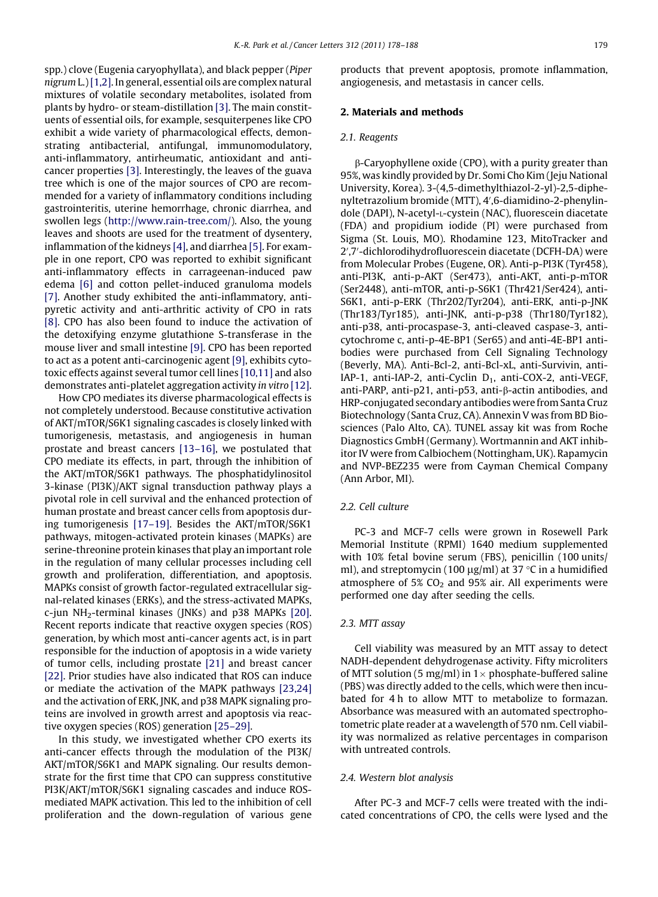spp.) clove (Eugenia caryophyllata), and black pepper (*Piper nigrum* L.) [1,2]. In general, essential oils are complex natural mixtures of volatile secondary metabolites, isolated from plants by hydro- or steam-distillation [3]. The main constituents of essential oils, for example, sesquiterpenes like CPO exhibit a wide variety of pharmacological effects, demonstrating antibacterial, antifungal, immunomodulatory, anti-inflammatory, antirheumatic, antioxidant and anticancer properties [3]. Interestingly, the leaves of the guava tree which is one of the major sources of CPO are recommended for a variety of inflammatory conditions including gastrointeritis, uterine hemorrhage, chronic diarrhea, and swollen legs (http://www.rain-tree.com/). Also, the young leaves and shoots are used for the treatment of dysentery, inflammation of the kidneys [4], and diarrhea [5]. For example in one report, CPO was reported to exhibit significant anti-inflammatory effects in carrageenan-induced paw edema [6] and cotton pellet-induced granuloma models [7]. Another study exhibited the anti-inflammatory, antipyretic activity and anti-arthritic activity of CPO in rats [8]. CPO has also been found to induce the activation of the detoxifying enzyme glutathione S-transferase in the mouse liver and small intestine [9]. CPO has been reported to act as a potent anti-carcinogenic agent [9], exhibits cytotoxic effects against several tumor cell lines [10,11] and also demonstrates anti-platelet aggregation activity *in vitro* [12].

How CPO mediates its diverse pharmacological effects is not completely understood. Because constitutive activation of AKT/mTOR/S6K1 signaling cascades is closely linked with tumorigenesis, metastasis, and angiogenesis in human prostate and breast cancers [13–16], we postulated that CPO mediate its effects, in part, through the inhibition of the AKT/mTOR/S6K1 pathways. The phosphatidylinositol 3-kinase (PI3K)/AKT signal transduction pathway plays a pivotal role in cell survival and the enhanced protection of human prostate and breast cancer cells from apoptosis during tumorigenesis [17–19]. Besides the AKT/mTOR/S6K1 pathways, mitogen-activated protein kinases (MAPKs) are serine-threonine protein kinases that play an important role in the regulation of many cellular processes including cell growth and proliferation, differentiation, and apoptosis. MAPKs consist of growth factor-regulated extracellular signal-related kinases (ERKs), and the stress-activated MAPKs, c-jun $NH_2$-terminal kinases (JNKs) and p38 MAPKs [20]. Recent reports indicate that reactive oxygen species (ROS) generation, by which most anti-cancer agents act, is in part responsible for the induction of apoptosis in a wide variety of tumor cells, including prostate [21] and breast cancer [22]. Prior studies have also indicated that ROS can induce or mediate the activation of the MAPK pathways [23,24] and the activation of ERK, JNK, and p38 MAPK signaling proteins are involved in growth arrest and apoptosis via reactive oxygen species (ROS) generation [25–29].

In this study, we investigated whether CPO exerts its anti-cancer effects through the modulation of the PI3K/AKT/mTOR/S6K1 and MAPK signaling. Our results demonstrate for the first time that CPO can suppress constitutive PI3K/AKT/mTOR/S6K1 signaling cascades and induce ROS-mediated MAPK activation. This led to the inhibition of cell proliferation and the down-regulation of various gene products that prevent apoptosis, promote inflammation, angiogenesis, and metastasis in cancer cells.

## 2. Materials and methods

### 2.1. Reagents

β-Caryophyllene oxide (CPO), with a purity greater than 95%, was kindly provided by Dr. Somi Cho Kim (Jeju National University, Korea). 3-(4,5-dimethylthiazol-2-yl)-2,5-diphenyltetrazolium bromide (MTT), 4′,6-diamidino-2-phenylindole (DAPI), N-acetyl-L-cystein (NAC), fluorescein diacetate (FDA) and propidium iodide (PI) were purchased from Sigma (St. Louis, MO). Rhodamine 123, MitoTracker and 2′,7′-dichlorodihydrofluorescein diacetate (DCFH-DA) were from Molecular Probes (Eugene, OR). Anti-p-PI3K (Tyr458), anti-PI3K, anti-p-AKT (Ser473), anti-AKT, anti-p-mTOR (Ser2448), anti-mTOR, anti-p-S6K1 (Thr421/Ser424), anti-S6K1, anti-p-ERK (Thr202/Tyr204), anti-ERK, anti-p-JNK (Thr183/Tyr185), anti-JNK, anti-p-p38 (Thr180/Tyr182), anti-p38, anti-procaspase-3, anti-cleaved caspase-3, anti-cytochrome c, anti-p-4E-BP1 (Ser65) and anti-4E-BP1 antibodies were purchased from Cell Signaling Technology (Beverly, MA). Anti-Bcl-2, anti-Bcl-xL, anti-Survivin, anti-IAP-1, anti-IAP-2, anti-Cyclin $D_1$, anti-COX-2, anti-VEGF, anti-PARP, anti-p21, anti-p53, anti-β-actin antibodies, and HRP-conjugated secondary antibodies were from Santa Cruz Biotechnology (Santa Cruz, CA). Annexin V was from BD Biosciences (Palo Alto, CA). TUNEL assay kit was from Roche Diagnostics GmbH (Germany). Wortmannin and AKT inhibitor IV were from Calbiochem (Nottingham, UK). Rapamycin and NVP-BEZ235 were from Cayman Chemical Company (Ann Arbor, MI).

### 2.2. Cell culture

PC-3 and MCF-7 cells were grown in Rosewell Park Memorial Institute (RPMI) 1640 medium supplemented with 10% fetal bovine serum (FBS), penicillin (100 units/ml), and streptomycin (100 μg/ml) at 37 °C in a humidified atmosphere of 5% $CO_2$ and 95% air. All experiments were performed one day after seeding the cells.

### 2.3. MTT assay

Cell viability was measured by an MTT assay to detect NADH-dependent dehydrogenase activity. Fifty microliters of MTT solution (5 mg/ml) in 1× phosphate-buffered saline (PBS) was directly added to the cells, which were then incubated for 4 h to allow MTT to metabolize to formazan. Absorbance was measured with an automated spectrophotometric plate reader at a wavelength of 570 nm. Cell viability was normalized as relative percentages in comparison with untreated controls.

### 2.4. Western blot analysis

After PC-3 and MCF-7 cells were treated with the indicated concentrations of CPO, the cells were lysed and the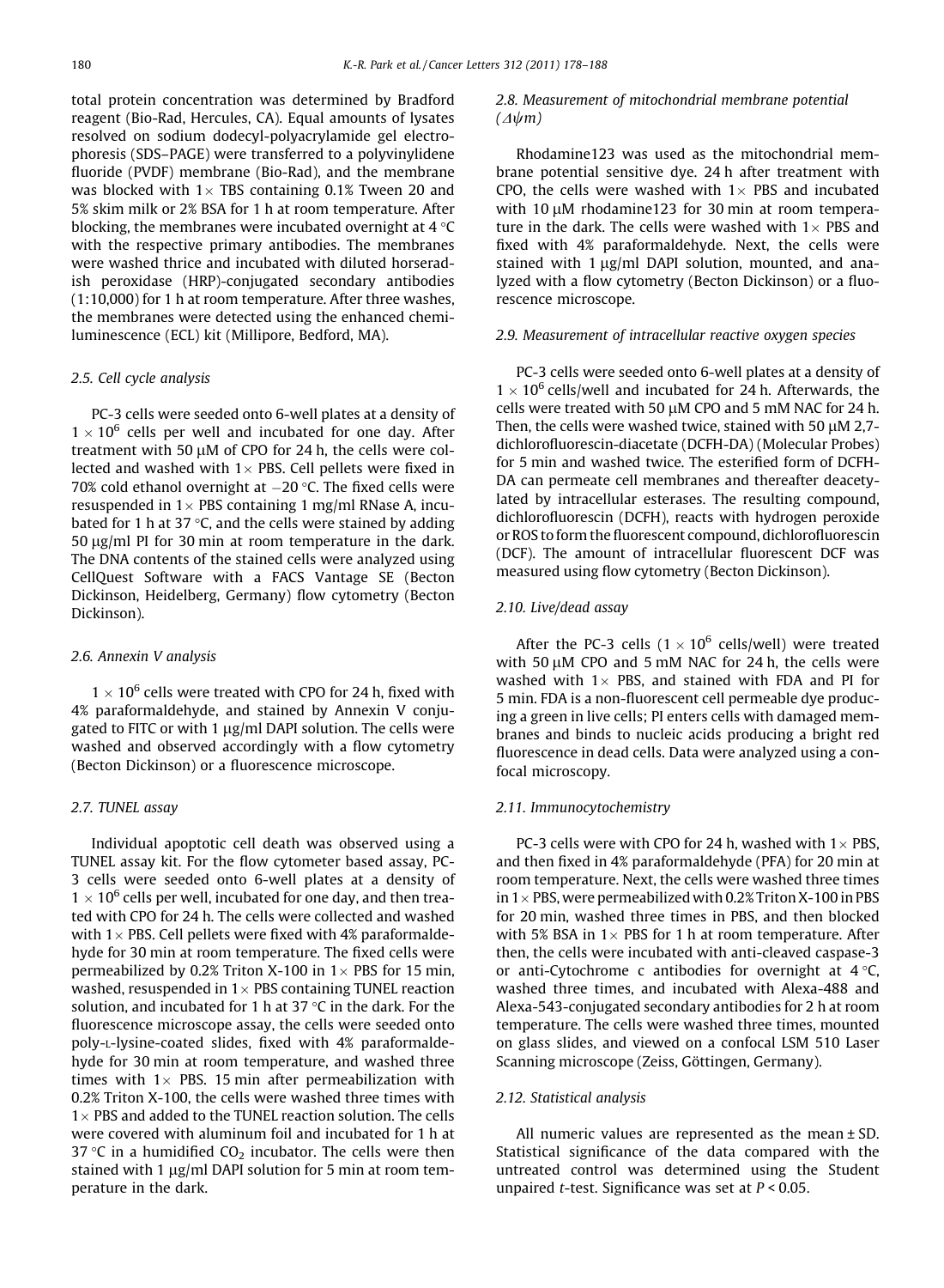total protein concentration was determined by Bradford reagent (Bio-Rad, Hercules, CA). Equal amounts of lysates resolved on sodium dodecyl-polyacrylamide gel electrophoresis (SDS–PAGE) were transferred to a polyvinylidene fluoride (PVDF) membrane (Bio-Rad), and the membrane was blocked with 1× TBS containing 0.1% Tween 20 and 5% skim milk or 2% BSA for 1 h at room temperature. After blocking, the membranes were incubated overnight at 4 °C with the respective primary antibodies. The membranes were washed thrice and incubated with diluted horseradish peroxidase (HRP)-conjugated secondary antibodies (1:10,000) for 1 h at room temperature. After three washes, the membranes were detected using the enhanced chemiluminescence (ECL) kit (Millipore, Bedford, MA).

### 2.5. Cell cycle analysis

PC-3 cells were seeded onto 6-well plates at a density of $1 \times 10^6$ cells per well and incubated for one day. After treatment with 50 μM of CPO for 24 h, the cells were collected and washed with 1× PBS. Cell pellets were fixed in 70% cold ethanol overnight at −20 °C. The fixed cells were resuspended in 1× PBS containing 1 mg/ml RNase A, incubated for 1 h at 37 °C, and the cells were stained by adding 50 μg/ml PI for 30 min at room temperature in the dark. The DNA contents of the stained cells were analyzed using CellQuest Software with a FACS Vantage SE (Becton Dickinson, Heidelberg, Germany) flow cytometry (Becton Dickinson).

### 2.6. Annexin V analysis

$1 \times 10^6$ cells were treated with CPO for 24 h, fixed with 4% paraformaldehyde, and stained by Annexin V conjugated to FITC or with 1 μg/ml DAPI solution. The cells were washed and observed accordingly with a flow cytometry (Becton Dickinson) or a fluorescence microscope.

### 2.7. TUNEL assay

Individual apoptotic cell death was observed using a TUNEL assay kit. For the flow cytometer based assay, PC-3 cells were seeded onto 6-well plates at a density of $1 \times 10^6$ cells per well, incubated for one day, and then treated with CPO for 24 h. The cells were collected and washed with 1× PBS. Cell pellets were fixed with 4% paraformaldehyde for 30 min at room temperature. The fixed cells were permeabilized by 0.2% Triton X-100 in 1× PBS for 15 min, washed, resuspended in 1× PBS containing TUNEL reaction solution, and incubated for 1 h at 37 °C in the dark. For the fluorescence microscope assay, the cells were seeded onto poly-L-lysine-coated slides, fixed with 4% paraformaldehyde for 30 min at room temperature, and washed three times with 1× PBS. 15 min after permeabilization with 0.2% Triton X-100, the cells were washed three times with 1× PBS and added to the TUNEL reaction solution. The cells were covered with aluminum foil and incubated for 1 h at 37 °C in a humidified $CO_2$ incubator. The cells were then stained with 1 μg/ml DAPI solution for 5 min at room temperature in the dark.

### 2.8. Measurement of mitochondrial membrane potential ($\Delta\psi m$)

Rhodamine123 was used as the mitochondrial membrane potential sensitive dye. 24 h after treatment with CPO, the cells were washed with 1× PBS and incubated with 10 μM rhodamine123 for 30 min at room temperature in the dark. The cells were washed with 1× PBS and fixed with 4% paraformaldehyde. Next, the cells were stained with 1 μg/ml DAPI solution, mounted, and analyzed with a flow cytometry (Becton Dickinson) or a fluorescence microscope.

### 2.9. Measurement of intracellular reactive oxygen species

PC-3 cells were seeded onto 6-well plates at a density of $1 \times 10^6$ cells/well and incubated for 24 h. Afterwards, the cells were treated with 50 μM CPO and 5 mM NAC for 24 h. Then, the cells were washed twice, stained with 50 μM 2,7-dichlorofluorescin-diacetate (DCFH-DA) (Molecular Probes) for 5 min and washed twice. The esterified form of DCFH-DA can permeate cell membranes and thereafter deacetylated by intracellular esterases. The resulting compound, dichlorofluorescin (DCFH), reacts with hydrogen peroxide or ROS to form the fluorescent compound, dichlorofluorescin (DCF). The amount of intracellular fluorescent DCF was measured using flow cytometry (Becton Dickinson).

### 2.10. Live/dead assay

After the PC-3 cells ($1 \times 10^6$ cells/well) were treated with 50 μM CPO and 5 mM NAC for 24 h, the cells were washed with 1× PBS, and stained with FDA and PI for 5 min. FDA is a non-fluorescent cell permeable dye producing a green in live cells; PI enters cells with damaged membranes and binds to nucleic acids producing a bright red fluorescence in dead cells. Data were analyzed using a confocal microscopy.

### 2.11. Immunocytochemistry

PC-3 cells were with CPO for 24 h, washed with 1× PBS, and then fixed in 4% paraformaldehyde (PFA) for 20 min at room temperature. Next, the cells were washed three times in 1× PBS, were permeabilized with 0.2% Triton X-100 in PBS for 20 min, washed three times in PBS, and then blocked with 5% BSA in 1× PBS for 1 h at room temperature. After then, the cells were incubated with anti-cleaved caspase-3 or anti-Cytochrome c antibodies for overnight at 4 °C, washed three times, and incubated with Alexa-488 and Alexa-543-conjugated secondary antibodies for 2 h at room temperature. The cells were washed three times, mounted on glass slides, and viewed on a confocal LSM 510 Laser Scanning microscope (Zeiss, Göttingen, Germany).

### 2.12. Statistical analysis

All numeric values are represented as the mean ± SD. Statistical significance of the data compared with the untreated control was determined using the Student unpaired *t*-test. Significance was set at $P < 0.05$.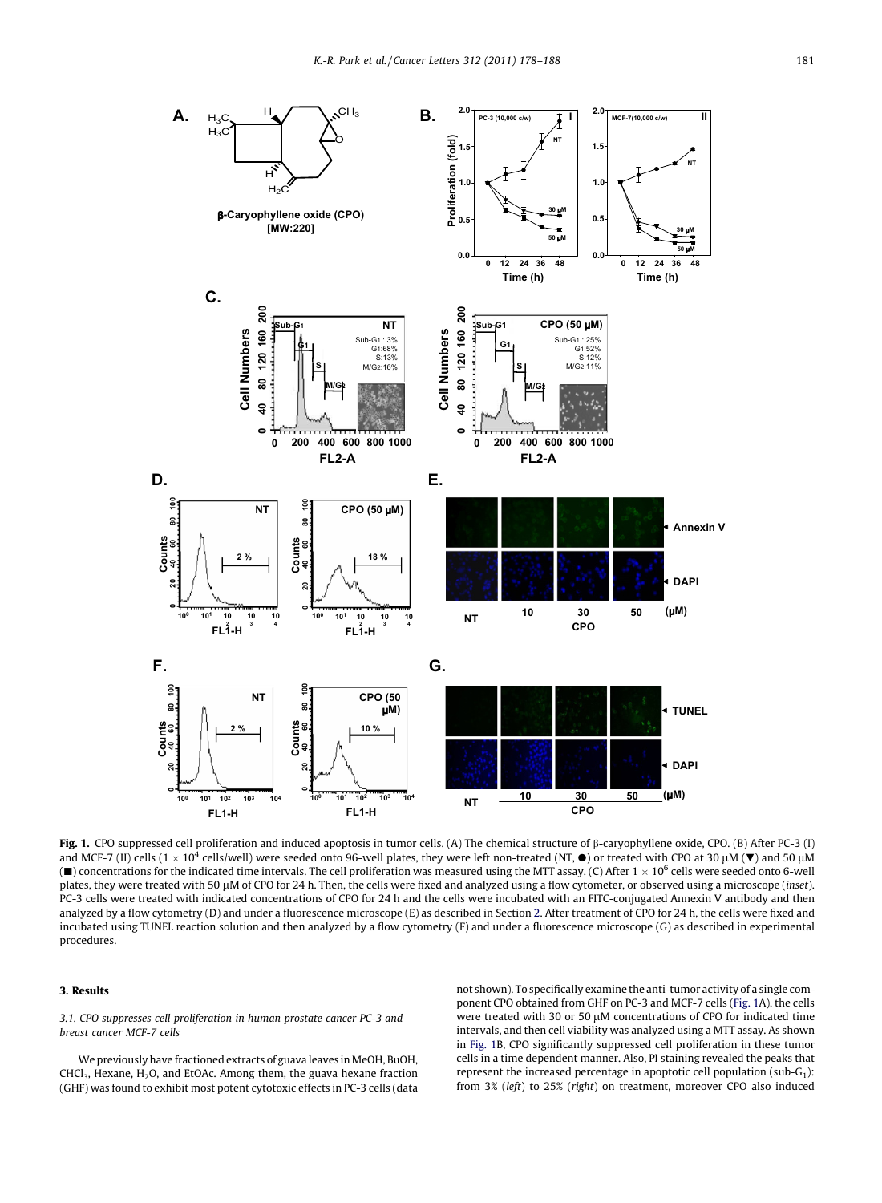**Fig. 1.** CPO suppressed cell proliferation and induced apoptosis in tumor cells. (A) The chemical structure of β-caryophyllene oxide, CPO. (B) After PC-3 (I) and MCF-7 (II) cells ($1 \times 10^4$ cells/well) were seeded onto 96-well plates, they were left non-treated (NT, ●) or treated with CPO at 30 μM (▼) and 50 μM (■) concentrations for the indicated time intervals. The cell proliferation was measured using the MTT assay. (C) After $1 \times 10^6$ cells were seeded onto 6-well plates, they were treated with 50 μM of CPO for 24 h. Then, the cells were fixed and analyzed using a flow cytometer, or observed using a microscope (*inset*). PC-3 cells were treated with indicated concentrations of CPO for 24 h and the cells were incubated with an FITC-conjugated Annexin V antibody and then analyzed by a flow cytometry (D) and under a fluorescence microscope (E) as described in Section 2. After treatment of CPO for 24 h, the cells were fixed and incubated using TUNEL reaction solution and then analyzed by a flow cytometry (F) and under a fluorescence microscope (G) as described in experimental procedures.

## 3. Results

### 3.1. CPO suppresses cell proliferation in human prostate cancer PC-3 and breast cancer MCF-7 cells

We previously have fractioned extracts of guava leaves in MeOH, BuOH, $CHCl_3$, Hexane, $H_2O$, and EtOAc. Among them, the guava hexane fraction (GHF) was found to exhibit most potent cytotoxic effects in PC-3 cells (data not shown). To specifically examine the anti-tumor activity of a single component CPO obtained from GHF on PC-3 and MCF-7 cells (Fig. 1A), the cells were treated with 30 or 50 μM concentrations of CPO for indicated time intervals, and then cell viability was analyzed using a MTT assay. As shown in Fig. 1B, CPO significantly suppressed cell proliferation in these tumor cells in a time dependent manner. Also, PI staining revealed the peaks that represent the increased percentage in apoptotic cell population (sub-$G_1$): from 3% (*left*) to 25% (*right*) on treatment, moreover CPO also induced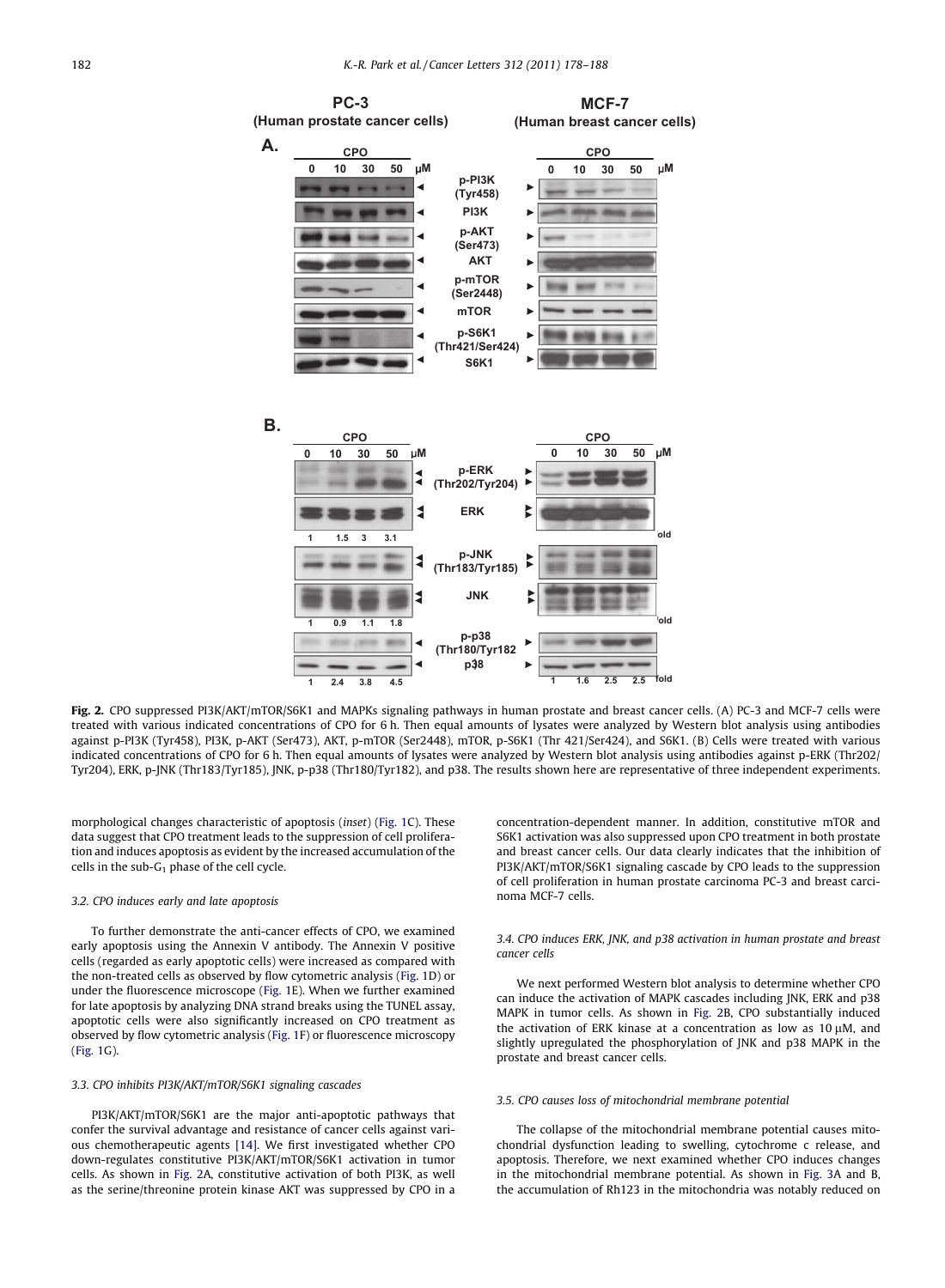**Fig. 2.** CPO suppressed PI3K/AKT/mTOR/S6K1 and MAPKs signaling pathways in human prostate and breast cancer cells. (A) PC-3 and MCF-7 cells were treated with various indicated concentrations of CPO for 6 h. Then equal amounts of lysates were analyzed by Western blot analysis using antibodies against p-PI3K (Tyr458), PI3K, p-AKT (Ser473), AKT, p-mTOR (Ser2448), mTOR, p-S6K1 (Thr 421/Ser424), and S6K1. (B) Cells were treated with various indicated concentrations of CPO for 6 h. Then equal amounts of lysates were analyzed by Western blot analysis using antibodies against p-ERK (Thr202/Tyr204), ERK, p-JNK (Thr183/Tyr185), JNK, p-p38 (Thr180/Tyr182), and p38. The results shown here are representative of three independent experiments.

morphological changes characteristic of apoptosis (*inset*) (Fig. 1C). These data suggest that CPO treatment leads to the suppression of cell proliferation and induces apoptosis as evident by the increased accumulation of the cells in the sub-$G_1$ phase of the cell cycle.

### 3.2. CPO induces early and late apoptosis

To further demonstrate the anti-cancer effects of CPO, we examined early apoptosis using the Annexin V antibody. The Annexin V positive cells (regarded as early apoptotic cells) were increased as compared with the non-treated cells as observed by flow cytometric analysis (Fig. 1D) or under the fluorescence microscope (Fig. 1E). When we further examined for late apoptosis by analyzing DNA strand breaks using the TUNEL assay, apoptotic cells were also significantly increased on CPO treatment as observed by flow cytometric analysis (Fig. 1F) or fluorescence microscopy (Fig. 1G).

### 3.3. CPO inhibits PI3K/AKT/mTOR/S6K1 signaling cascades

PI3K/AKT/mTOR/S6K1 are the major anti-apoptotic pathways that confer the survival advantage and resistance of cancer cells against various chemotherapeutic agents [14]. We first investigated whether CPO down-regulates constitutive PI3K/AKT/mTOR/S6K1 activation in tumor cells. As shown in Fig. 2A, constitutive activation of both PI3K, as well as the serine/threonine protein kinase AKT was suppressed by CPO in a concentration-dependent manner. In addition, constitutive mTOR and S6K1 activation was also suppressed upon CPO treatment in both prostate and breast cancer cells. Our data clearly indicates that the inhibition of PI3K/AKT/mTOR/S6K1 signaling cascade by CPO leads to the suppression of cell proliferation in human prostate carcinoma PC-3 and breast carcinoma MCF-7 cells.

### 3.4. CPO induces ERK, JNK, and p38 activation in human prostate and breast cancer cells

We next performed Western blot analysis to determine whether CPO can induce the activation of MAPK cascades including JNK, ERK and p38 MAPK in tumor cells. As shown in Fig. 2B, CPO substantially induced the activation of ERK kinase at a concentration as low as 10 μM, and slightly upregulated the phosphorylation of JNK and p38 MAPK in the prostate and breast cancer cells.

### 3.5. CPO causes loss of mitochondrial membrane potential

The collapse of the mitochondrial membrane potential causes mitochondrial dysfunction leading to swelling, cytochrome c release, and apoptosis. Therefore, we next examined whether CPO induces changes in the mitochondrial membrane potential. As shown in Fig. 3A and B, the accumulation of Rh123 in the mitochondria was notably reduced on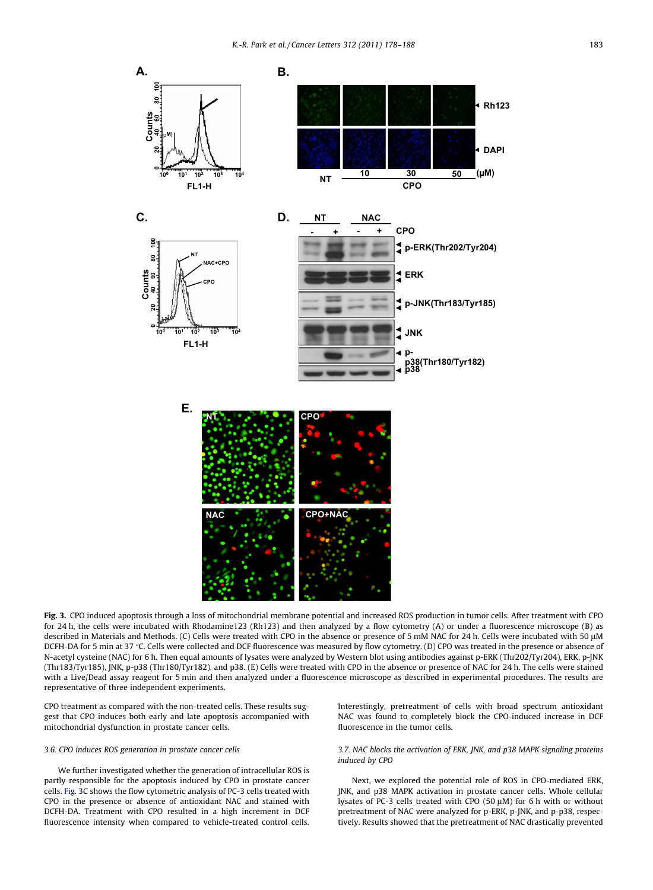**Fig. 3.** CPO induced apoptosis through a loss of mitochondrial membrane potential and increased ROS production in tumor cells. After treatment with CPO for 24 h, the cells were incubated with Rhodamine123 (Rh123) and then analyzed by a flow cytometry (A) or under a fluorescence microscope (B) as described in Materials and Methods. (C) Cells were treated with CPO in the absence or presence of 5 mM NAC for 24 h. Cells were incubated with 50 μM DCFH-DA for 5 min at 37 °C. Cells were collected and DCF fluorescence was measured by flow cytometry. (D) CPO was treated in the presence or absence of N-acetyl cysteine (NAC) for 6 h. Then equal amounts of lysates were analyzed by Western blot using antibodies against p-ERK (Thr202/Tyr204), ERK, p-JNK (Thr183/Tyr185), JNK, p-p38 (Thr180/Tyr182), and p38. (E) Cells were treated with CPO in the absence or presence of NAC for 24 h. The cells were stained with a Live/Dead assay reagent for 5 min and then analyzed under a fluorescence microscope as described in experimental procedures. The results are representative of three independent experiments.

CPO treatment as compared with the non-treated cells. These results suggest that CPO induces both early and late apoptosis accompanied with mitochondrial dysfunction in prostate cancer cells.

### 3.6. CPO induces ROS generation in prostate cancer cells

We further investigated whether the generation of intracellular ROS is partly responsible for the apoptosis induced by CPO in prostate cancer cells. Fig. 3C shows the flow cytometric analysis of PC-3 cells treated with CPO in the presence or absence of antioxidant NAC and stained with DCFH-DA. Treatment with CPO resulted in a high increment in DCF fluorescence intensity when compared to vehicle-treated control cells. Interestingly, pretreatment of cells with broad spectrum antioxidant NAC was found to completely block the CPO-induced increase in DCF fluorescence in the tumor cells.

### 3.7. NAC blocks the activation of ERK, JNK, and p38 MAPK signaling proteins induced by CPO

Next, we explored the potential role of ROS in CPO-mediated ERK, JNK, and p38 MAPK activation in prostate cancer cells. Whole cellular lysates of PC-3 cells treated with CPO (50 μM) for 6 h with or without pretreatment of NAC were analyzed for p-ERK, p-JNK, and p-p38, respectively. Results showed that the pretreatment of NAC drastically prevented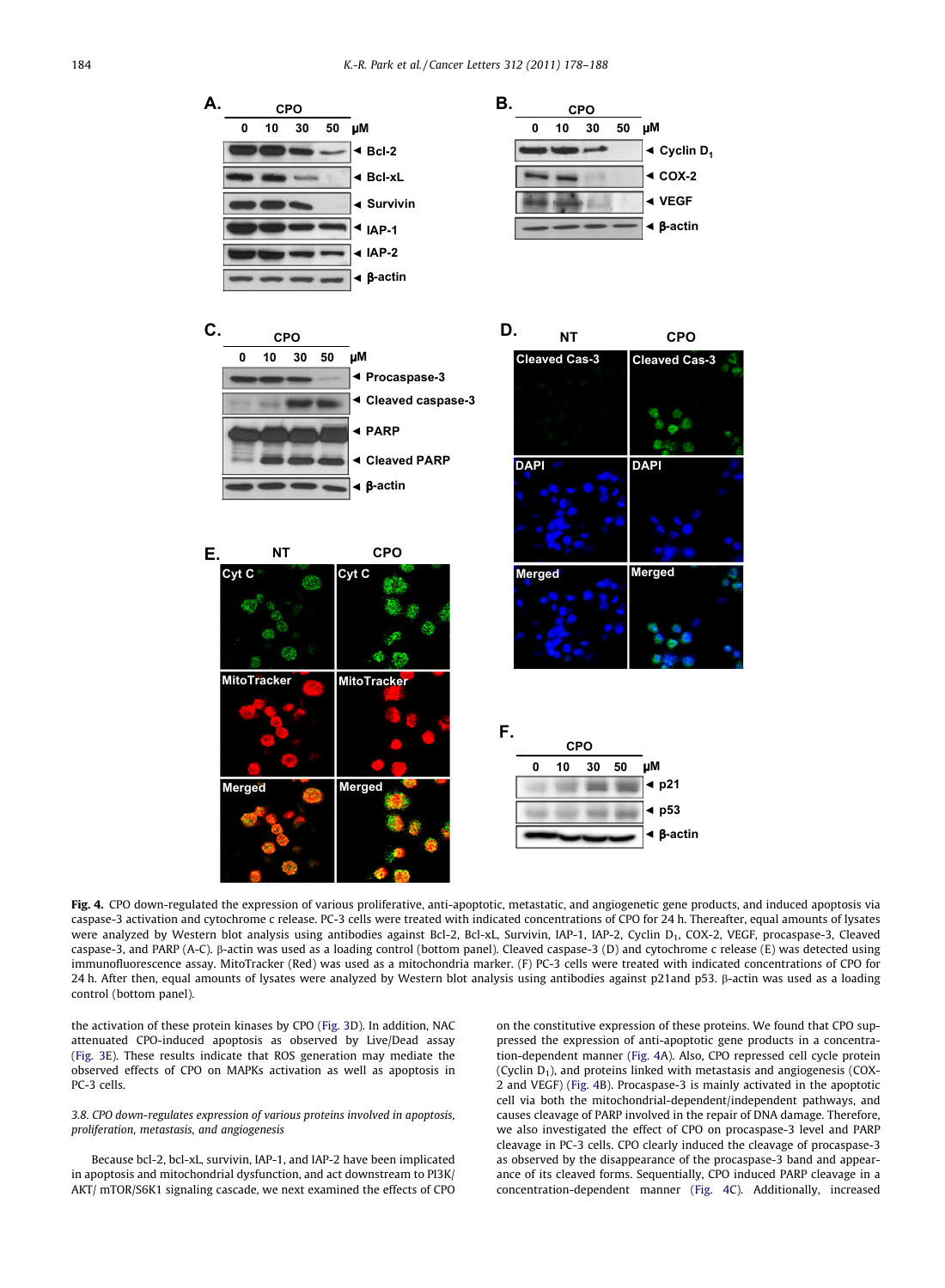**Fig. 4.** CPO down-regulated the expression of various proliferative, anti-apoptotic, metastatic, and angiogenetic gene products, and induced apoptosis via caspase-3 activation and cytochrome c release. PC-3 cells were treated with indicated concentrations of CPO for 24 h. Thereafter, equal amounts of lysates were analyzed by Western blot analysis using antibodies against Bcl-2, Bcl-xL, Survivin, IAP-1, IAP-2, Cyclin $D_1$, COX-2, VEGF, procaspase-3, Cleaved caspase-3, and PARP (A-C). β-actin was used as a loading control (bottom panel). Cleaved caspase-3 (D) and cytochrome c release (E) was detected using immunofluorescence assay. MitoTracker (Red) was used as a mitochondria marker. (F) PC-3 cells were treated with indicated concentrations of CPO for 24 h. After then, equal amounts of lysates were analyzed by Western blot analysis using antibodies against p21and p53. β-actin was used as a loading control (bottom panel).

the activation of these protein kinases by CPO (Fig. 3D). In addition, NAC attenuated CPO-induced apoptosis as observed by Live/Dead assay (Fig. 3E). These results indicate that ROS generation may mediate the observed effects of CPO on MAPKs activation as well as apoptosis in PC-3 cells.

*3.8. CPO down-regulates expression of various proteins involved in apoptosis, proliferation, metastasis, and angiogenesis*

Because bcl-2, bcl-xL, survivin, IAP-1, and IAP-2 have been implicated in apoptosis and mitochondrial dysfunction, and act downstream to PI3K/AKT/ mTOR/S6K1 signaling cascade, we next examined the effects of CPO on the constitutive expression of these proteins. We found that CPO suppressed the expression of anti-apoptotic gene products in a concentration-dependent manner (Fig. 4A). Also, CPO repressed cell cycle protein (Cyclin $D_1$), and proteins linked with metastasis and angiogenesis (COX-2 and VEGF) (Fig. 4B). Procaspase-3 is mainly activated in the apoptotic cell via both the mitochondrial-dependent/independent pathways, and causes cleavage of PARP involved in the repair of DNA damage. Therefore, we also investigated the effect of CPO on procaspase-3 level and PARP cleavage in PC-3 cells. CPO clearly induced the cleavage of procaspase-3 as observed by the disappearance of the procaspase-3 band and appearance of its cleaved forms. Sequentially, CPO induced PARP cleavage in a concentration-dependent manner (Fig. 4C). Additionally, increased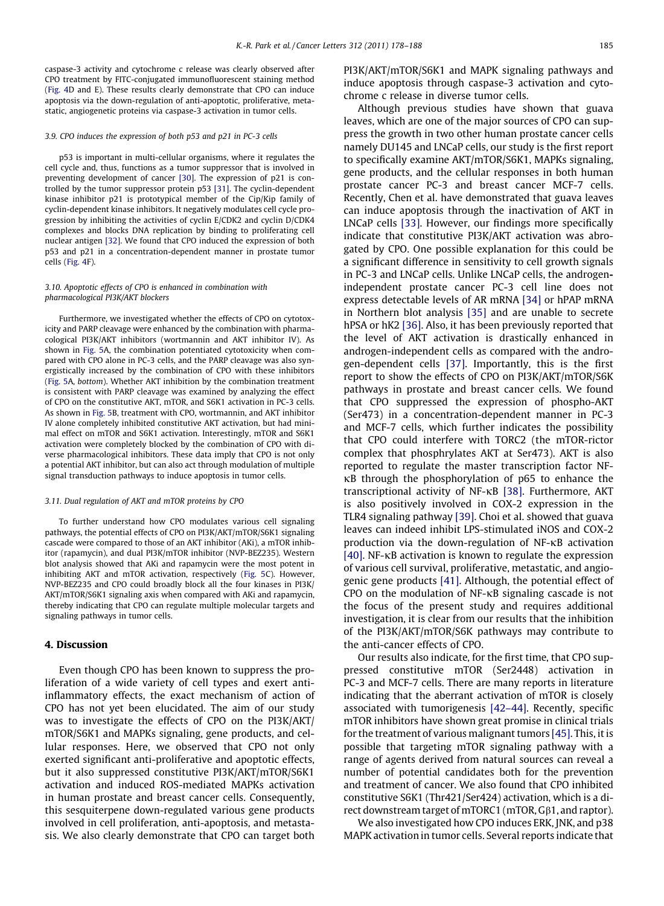caspase-3 activity and cytochrome c release was clearly observed after CPO treatment by FITC-conjugated immunofluorescent staining method (Fig. 4D and E). These results clearly demonstrate that CPO can induce apoptosis via the down-regulation of anti-apoptotic, proliferative, metastatic, angiogenetic proteins via caspase-3 activation in tumor cells.

### 3.9. CPO induces the expression of both p53 and p21 in PC-3 cells

p53 is important in multi-cellular organisms, where it regulates the cell cycle and, thus, functions as a tumor suppressor that is involved in preventing development of cancer [30]. The expression of p21 is controlled by the tumor suppressor protein p53 [31]. The cyclin-dependent kinase inhibitor p21 is prototypical member of the Cip/Kip family of cyclin-dependent kinase inhibitors. It negatively modulates cell cycle progression by inhibiting the activities of cyclin E/CDK2 and cyclin D/CDK4 complexes and blocks DNA replication by binding to proliferating cell nuclear antigen [32]. We found that CPO induced the expression of both p53 and p21 in a concentration-dependent manner in prostate tumor cells (Fig. 4F).

### 3.10. Apoptotic effects of CPO is enhanced in combination with pharmacological PI3K/AKT blockers

Furthermore, we investigated whether the effects of CPO on cytotoxicity and PARP cleavage were enhanced by the combination with pharmacological PI3K/AKT inhibitors (wortmannin and AKT inhibitor IV). As shown in Fig. 5A, the combination potentiated cytotoxicity when compared with CPO alone in PC-3 cells, and the PARP cleavage was also synergistically increased by the combination of CPO with these inhibitors (Fig. 5A, *bottom*). Whether AKT inhibition by the combination treatment is consistent with PARP cleavage was examined by analyzing the effect of CPO on the constitutive AKT, mTOR, and S6K1 activation in PC-3 cells. As shown in Fig. 5B, treatment with CPO, wortmannin, and AKT inhibitor IV alone completely inhibited constitutive AKT activation, but had minimal effect on mTOR and S6K1 activation. Interestingly, mTOR and S6K1 activation were completely blocked by the combination of CPO with diverse pharmacological inhibitors. These data imply that CPO is not only a potential AKT inhibitor, but can also act through modulation of multiple signal transduction pathways to induce apoptosis in tumor cells.

### 3.11. Dual regulation of AKT and mTOR proteins by CPO

To further understand how CPO modulates various cell signaling pathways, the potential effects of CPO on PI3K/AKT/mTOR/S6K1 signaling cascade were compared to those of an AKT inhibitor (AKi), a mTOR inhibitor (rapamycin), and dual PI3K/mTOR inhibitor (NVP-BEZ235). Western blot analysis showed that AKi and rapamycin were the most potent in inhibiting AKT and mTOR activation, respectively (Fig. 5C). However, NVP-BEZ235 and CPO could broadly block all the four kinases in PI3K/AKT/mTOR/S6K1 signaling axis when compared with AKi and rapamycin, thereby indicating that CPO can regulate multiple molecular targets and signaling pathways in tumor cells.

## 4. Discussion

Even though CPO has been known to suppress the proliferation of a wide variety of cell types and exert anti-inflammatory effects, the exact mechanism of action of CPO has not yet been elucidated. The aim of our study was to investigate the effects of CPO on the PI3K/AKT/mTOR/S6K1 and MAPKs signaling, gene products, and cellular responses. Here, we observed that CPO not only exerted significant anti-proliferative and apoptotic effects, but it also suppressed constitutive PI3K/AKT/mTOR/S6K1 activation and induced ROS-mediated MAPKs activation in human prostate and breast cancer cells. Consequently, this sesquiterpene down-regulated various gene products involved in cell proliferation, anti-apoptosis, and metastasis. We also clearly demonstrate that CPO can target both PI3K/AKT/mTOR/S6K1 and MAPK signaling pathways and induce apoptosis through caspase-3 activation and cytochrome c release in diverse tumor cells.

Although previous studies have shown that guava leaves, which are one of the major sources of CPO can suppress the growth in two other human prostate cancer cells namely DU145 and LNCaP cells, our study is the first report to specifically examine AKT/mTOR/S6K1, MAPKs signaling, gene products, and the cellular responses in both human prostate cancer PC-3 and breast cancer MCF-7 cells. Recently, Chen et al. have demonstrated that guava leaves can induce apoptosis through the inactivation of AKT in LNCaP cells [33]. However, our findings more specifically indicate that constitutive PI3K/AKT activation was abrogated by CPO. One possible explanation for this could be a significant difference in sensitivity to cell growth signals in PC-3 and LNCaP cells. Unlike LNCaP cells, the androgen-independent prostate cancer PC-3 cell line does not express detectable levels of AR mRNA [34] or hPAP mRNA in Northern blot analysis [35] and are unable to secrete hPSA or hK2 [36]. Also, it has been previously reported that the level of AKT activation is drastically enhanced in androgen-independent cells as compared with the androgen-dependent cells [37]. Importantly, this is the first report to show the effects of CPO on PI3K/AKT/mTOR/S6K pathways in prostate and breast cancer cells. We found that CPO suppressed the expression of phospho-AKT (Ser473) in a concentration-dependent manner in PC-3 and MCF-7 cells, which further indicates the possibility that CPO could interfere with TORC2 (the mTOR-rictor complex that phosphrylates AKT at Ser473). AKT is also reported to regulate the master transcription factor NF-κB through the phosphorylation of p65 to enhance the transcriptional activity of NF-κB [38]. Furthermore, AKT is also positively involved in COX-2 expression in the TLR4 signaling pathway [39]. Choi et al. showed that guava leaves can indeed inhibit LPS-stimulated iNOS and COX-2 production via the down-regulation of NF-κB activation [40]. NF-κB activation is known to regulate the expression of various cell survival, proliferative, metastatic, and angiogenic gene products [41]. Although, the potential effect of CPO on the modulation of NF-κB signaling cascade is not the focus of the present study and requires additional investigation, it is clear from our results that the inhibition of the PI3K/AKT/mTOR/S6K pathways may contribute to the anti-cancer effects of CPO.

Our results also indicate, for the first time, that CPO suppressed constitutive mTOR (Ser2448) activation in PC-3 and MCF-7 cells. There are many reports in literature indicating that the aberrant activation of mTOR is closely associated with tumorigenesis [42–44]. Recently, specific mTOR inhibitors have shown great promise in clinical trials for the treatment of various malignant tumors [45]. This, it is possible that targeting mTOR signaling pathway with a range of agents derived from natural sources can reveal a number of potential candidates both for the prevention and treatment of cancer. We also found that CPO inhibited constitutive S6K1 (Thr421/Ser424) activation, which is a direct downstream target of mTORC1 (mTOR, Gβ1, and raptor).

We also investigated how CPO induces ERK, JNK, and p38 MAPK activation in tumor cells. Several reports indicate that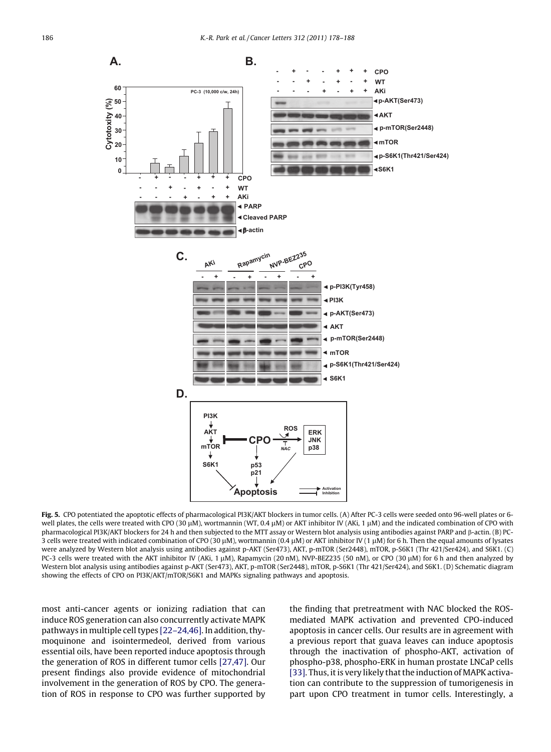**Fig. 5.** CPO potentiated the apoptotic effects of pharmacological PI3K/AKT blockers in tumor cells. (A) After PC-3 cells were seeded onto 96-well plates or 6-well plates, the cells were treated with CPO (30 μM), wortmannin (WT, 0.4 μM) or AKT inhibitor IV (AKi, 1 μM) and the indicated combination of CPO with pharmacological PI3K/AKT blockers for 24 h and then subjected to the MTT assay or Western blot analysis using antibodies against PARP and β-actin. (B) PC-3 cells were treated with indicated combination of CPO (30 μM), wortmannin (0.4 μM) or AKT inhibitor IV (1 μM) for 6 h. Then the equal amounts of lysates were analyzed by Western blot analysis using antibodies against p-AKT (Ser473), AKT, p-mTOR (Ser2448), mTOR, p-S6K1 (Thr 421/Ser424), and S6K1. (C) PC-3 cells were treated with the AKT inhibitor IV (AKi, 1 μM), Rapamycin (20 nM), NVP-BEZ235 (50 nM), or CPO (30 μM) for 6 h and then analyzed by Western blot analysis using antibodies against p-AKT (Ser473), AKT, p-mTOR (Ser2448), mTOR, p-S6K1 (Thr 421/Ser424), and S6K1. (D) Schematic diagram showing the effects of CPO on PI3K/AKT/mTOR/S6K1 and MAPKs signaling pathways and apoptosis.

most anti-cancer agents or ionizing radiation that can induce ROS generation can also concurrently activate MAPK pathways in multiple cell types [22–24,46]. In addition, thymoquinone and isointermedeol, derived from various essential oils, have been reported induce apoptosis through the generation of ROS in different tumor cells [27,47]. Our present findings also provide evidence of mitochondrial involvement in the generation of ROS by CPO. The generation of ROS in response to CPO was further supported by the finding that pretreatment with NAC blocked the ROS-mediated MAPK activation and prevented CPO-induced apoptosis in cancer cells. Our results are in agreement with a previous report that guava leaves can induce apoptosis through the inactivation of phospho-AKT, activation of phospho-p38, phospho-ERK in human prostate LNCaP cells [33]. Thus, it is very likely that the induction of MAPK activation can contribute to the suppression of tumorigenesis in part upon CPO treatment in tumor cells. Interestingly, a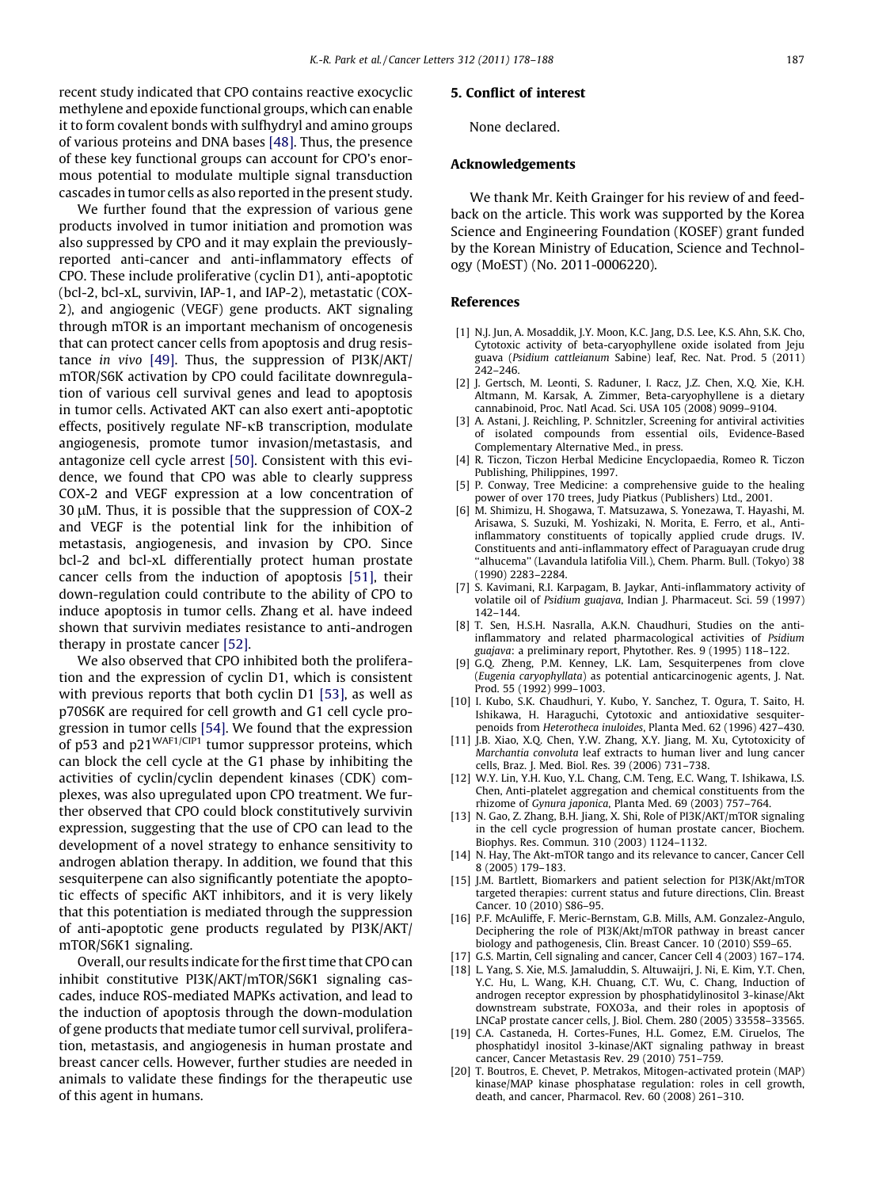recent study indicated that CPO contains reactive exocyclic methylene and epoxide functional groups, which can enable it to form covalent bonds with sulfhydryl and amino groups of various proteins and DNA bases [48]. Thus, the presence of these key functional groups can account for CPO's enormous potential to modulate multiple signal transduction cascades in tumor cells as also reported in the present study.

We further found that the expression of various gene products involved in tumor initiation and promotion was also suppressed by CPO and it may explain the previously-reported anti-cancer and anti-inflammatory effects of CPO. These include proliferative (cyclin D1), anti-apoptotic (bcl-2, bcl-xL, survivin, IAP-1, and IAP-2), metastatic (COX-2), and angiogenic (VEGF) gene products. AKT signaling through mTOR is an important mechanism of oncogenesis that can protect cancer cells from apoptosis and drug resistance *in vivo* [49]. Thus, the suppression of PI3K/AKT/mTOR/S6K activation by CPO could facilitate downregulation of various cell survival genes and lead to apoptosis in tumor cells. Activated AKT can also exert anti-apoptotic effects, positively regulate NF-κB transcription, modulate angiogenesis, promote tumor invasion/metastasis, and antagonize cell cycle arrest [50]. Consistent with this evidence, we found that CPO was able to clearly suppress COX-2 and VEGF expression at a low concentration of 30 μM. Thus, it is possible that the suppression of COX-2 and VEGF is the potential link for the inhibition of metastasis, angiogenesis, and invasion by CPO. Since bcl-2 and bcl-xL differentially protect human prostate cancer cells from the induction of apoptosis [51], their down-regulation could contribute to the ability of CPO to induce apoptosis in tumor cells. Zhang et al. have indeed shown that survivin mediates resistance to anti-androgen therapy in prostate cancer [52].

We also observed that CPO inhibited both the proliferation and the expression of cyclin D1, which is consistent with previous reports that both cyclin D1 [53], as well as p70S6K are required for cell growth and G1 cell cycle progression in tumor cells [54]. We found that the expression of p53 and $p21^{WAF1/CIP1}$ tumor suppressor proteins, which can block the cell cycle at the G1 phase by inhibiting the activities of cyclin/cyclin dependent kinases (CDK) complexes, was also upregulated upon CPO treatment. We further observed that CPO could block constitutively survivin expression, suggesting that the use of CPO can lead to the development of a novel strategy to enhance sensitivity to androgen ablation therapy. In addition, we found that this sesquiterpene can also significantly potentiate the apoptotic effects of specific AKT inhibitors, and it is very likely that this potentiation is mediated through the suppression of anti-apoptotic gene products regulated by PI3K/AKT/mTOR/S6K1 signaling.

Overall, our results indicate for the first time that CPO can inhibit constitutive PI3K/AKT/mTOR/S6K1 signaling cascades, induce ROS-mediated MAPKs activation, and lead to the induction of apoptosis through the down-modulation of gene products that mediate tumor cell survival, proliferation, metastasis, and angiogenesis in human prostate and breast cancer cells. However, further studies are needed in animals to validate these findings for the therapeutic use of this agent in humans.

## 5. Conflict of interest

None declared.

## Acknowledgements

We thank Mr. Keith Grainger for his review of and feedback on the article. This work was supported by the Korea Science and Engineering Foundation (KOSEF) grant funded by the Korean Ministry of Education, Science and Technology (MoEST) (No. 2011-0006220).

## References

[1] N.J. Jun, A. Mosaddik, J.Y. Moon, K.C. Jang, D.S. Lee, K.S. Ahn, S.K. Cho, Cytotoxic activity of beta-caryophyllene oxide isolated from Jeju guava (*Psidium cattleianum* Sabine) leaf, Rec. Nat. Prod. 5 (2011) 242–246.

[2] J. Gertsch, M. Leonti, S. Raduner, I. Racz, J.Z. Chen, X.Q. Xie, K.H. Altmann, M. Karsak, A. Zimmer, Beta-caryophyllene is a dietary cannabinoid, Proc. Natl Acad. Sci. USA 105 (2008) 9099–9104.

[3] A. Astani, J. Reichling, P. Schnitzler, Screening for antiviral activities of isolated compounds from essential oils, Evidence-Based Complementary Alternative Med., in press.

[4] R. Ticzon, Ticzon Herbal Medicine Encyclopaedia, Romeo R. Ticzon Publishing, Philippines, 1997.

[5] P. Conway, Tree Medicine: a comprehensive guide to the healing power of over 170 trees, Judy Piatkus (Publishers) Ltd., 2001.

[6] M. Shimizu, H. Shogawa, T. Matsuzawa, S. Yonezawa, T. Hayashi, M. Arisawa, S. Suzuki, M. Yoshizaki, N. Morita, E. Ferro, et al., Anti-inflammatory constituents of topically applied crude drugs. IV. Constituents and anti-inflammatory effect of Paraguayan crude drug "alhucema" (Lavandula latifolia Vill.), Chem. Pharm. Bull. (Tokyo) 38 (1990) 2283–2284.

[7] S. Kavimani, R.I. Karpagam, B. Jaykar, Anti-inflammatory activity of volatile oil of *Psidium guajava*, Indian J. Pharmaceut. Sci. 59 (1997) 142–144.

[8] T. Sen, H.S.H. Nasralla, A.K.N. Chaudhuri, Studies on the anti-inflammatory and related pharmacological activities of *Psidium guajava*: a preliminary report, Phytother. Res. 9 (1995) 118–122.

[9] G.Q. Zheng, P.M. Kenney, L.K. Lam, Sesquiterpenes from clove (*Eugenia caryophyllata*) as potential anticarcinogenic agents, J. Nat. Prod. 55 (1992) 999–1003.

[10] I. Kubo, S.K. Chaudhuri, Y. Kubo, Y. Sanchez, T. Ogura, T. Saito, H. Ishikawa, H. Haraguchi, Cytotoxic and antioxidative sesquiterpenoids from *Heterotheca inuloides*, Planta Med. 62 (1996) 427–430.

[11] J.B. Xiao, X.Q. Chen, Y.W. Zhang, X.Y. Jiang, M. Xu, Cytotoxicity of *Marchantia convoluta* leaf extracts to human liver and lung cancer cells, Braz. J. Med. Biol. Res. 39 (2006) 731–738.

[12] W.Y. Lin, Y.H. Kuo, Y.L. Chang, C.M. Teng, E.C. Wang, T. Ishikawa, I.S. Chen, Anti-platelet aggregation and chemical constituents from the rhizome of *Gynura japonica*, Planta Med. 69 (2003) 757–764.

[13] N. Gao, Z. Zhang, B.H. Jiang, X. Shi, Role of PI3K/AKT/mTOR signaling in the cell cycle progression of human prostate cancer, Biochem. Biophys. Res. Commun. 310 (2003) 1124–1132.

[14] N. Hay, The Akt-mTOR tango and its relevance to cancer, Cancer Cell 8 (2005) 179–183.

[15] J.M. Bartlett, Biomarkers and patient selection for PI3K/Akt/mTOR targeted therapies: current status and future directions, Clin. Breast Cancer. 10 (2010) S86–95.

[16] P.F. McAuliffe, F. Meric-Bernstam, G.B. Mills, A.M. Gonzalez-Angulo, Deciphering the role of PI3K/Akt/mTOR pathway in breast cancer biology and pathogenesis, Clin. Breast Cancer. 10 (2010) S59–65.

[17] G.S. Martin, Cell signaling and cancer, Cancer Cell 4 (2003) 167–174.

[18] L. Yang, S. Xie, M.S. Jamaluddin, S. Altuwaijri, J. Ni, E. Kim, Y.T. Chen, Y.C. Hu, L. Wang, K.H. Chuang, C.T. Wu, C. Chang, Induction of androgen receptor expression by phosphatidylinositol 3-kinase/Akt downstream substrate, FOXO3a, and their roles in apoptosis of LNCaP prostate cancer cells, J. Biol. Chem. 280 (2005) 33558–33565.

[19] C.A. Castaneda, H. Cortes-Funes, H.L. Gomez, E.M. Ciruelos, The phosphatidyl inositol 3-kinase/AKT signaling pathway in breast cancer, Cancer Metastasis Rev. 29 (2010) 751–759.

[20] T. Boutros, E. Chevet, P. Metrakos, Mitogen-activated protein (MAP) kinase/MAP kinase phosphatase regulation: roles in cell growth, death, and cancer, Pharmacol. Rev. 60 (2008) 261–310.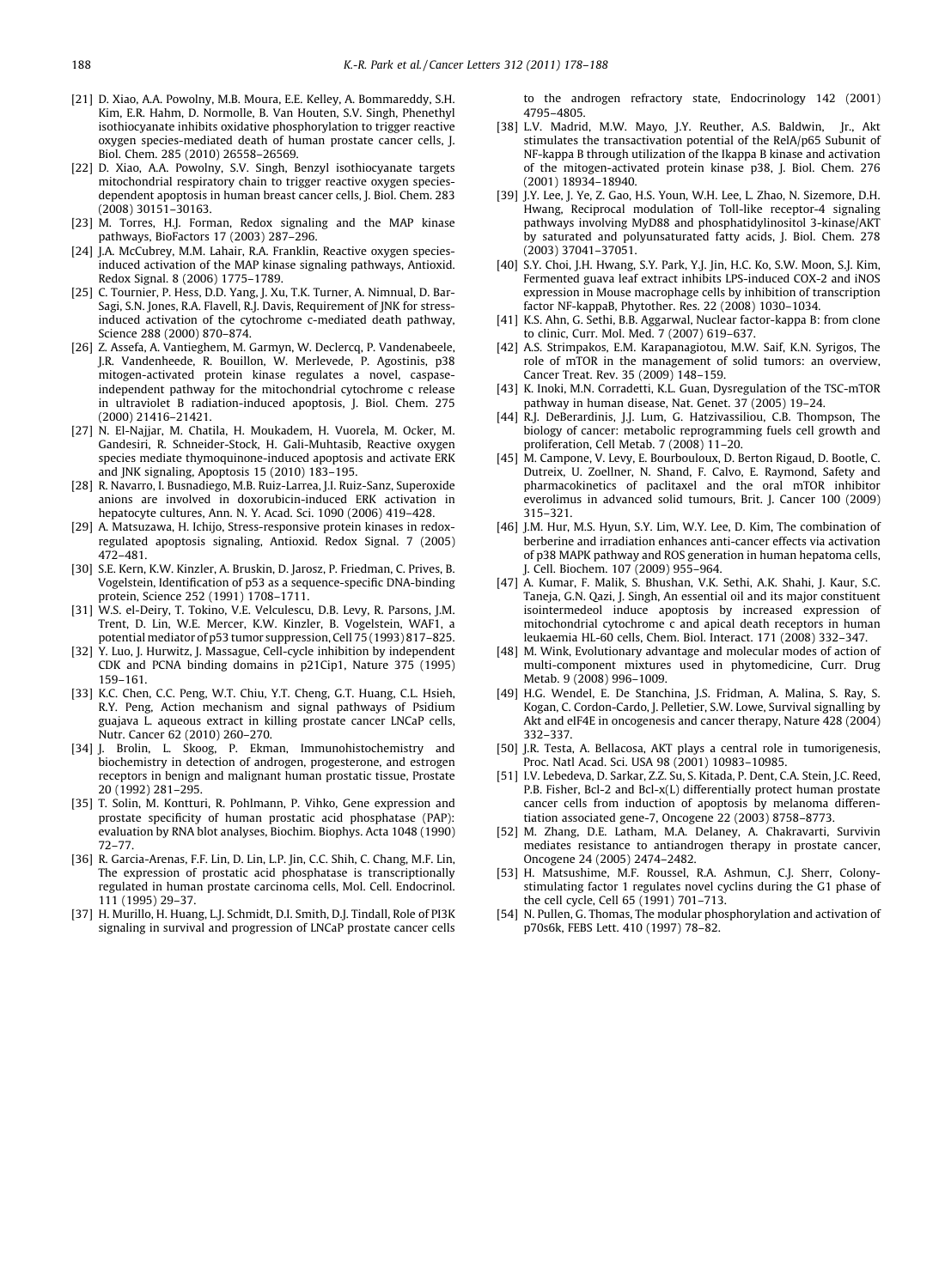[21] D. Xiao, A.A. Powolny, M.B. Moura, E.E. Kelley, A. Bommareddy, S.H. Kim, E.R. Hahm, D. Normolle, B. Van Houten, S.V. Singh, Phenethyl isothiocyanate inhibits oxidative phosphorylation to trigger reactive oxygen species-mediated death of human prostate cancer cells, J. Biol. Chem. 285 (2010) 26558–26569.

[22] D. Xiao, A.A. Powolny, S.V. Singh, Benzyl isothiocyanate targets mitochondrial respiratory chain to trigger reactive oxygen species-dependent apoptosis in human breast cancer cells, J. Biol. Chem. 283 (2008) 30151–30163.

[23] M. Torres, H.J. Forman, Redox signaling and the MAP kinase pathways, BioFactors 17 (2003) 287–296.

[24] J.A. McCubrey, M.M. Lahair, R.A. Franklin, Reactive oxygen species-induced activation of the MAP kinase signaling pathways, Antioxid. Redox Signal. 8 (2006) 1775–1789.

[25] C. Tournier, P. Hess, D.D. Yang, J. Xu, T.K. Turner, A. Nimnual, D. Bar-Sagi, S.N. Jones, R.A. Flavell, R.J. Davis, Requirement of JNK for stress-induced activation of the cytochrome c-mediated death pathway, Science 288 (2000) 870–874.

[26] Z. Assefa, A. Vantieghem, M. Garmyn, W. Declercq, P. Vandenabeele, J.R. Vandenheede, R. Bouillon, W. Merlevede, P. Agostinis, p38 mitogen-activated protein kinase regulates a novel, caspase-independent pathway for the mitochondrial cytochrome c release in ultraviolet B radiation-induced apoptosis, J. Biol. Chem. 275 (2000) 21416–21421.

[27] N. El-Najjar, M. Chatila, H. Moukadem, H. Vuorela, M. Ocker, M. Gandesiri, R. Schneider-Stock, H. Gali-Muhtasib, Reactive oxygen species mediate thymoquinone-induced apoptosis and activate ERK and JNK signaling, Apoptosis 15 (2010) 183–195.

[28] R. Navarro, I. Busnadiego, M.B. Ruiz-Larrea, J.I. Ruiz-Sanz, Superoxide anions are involved in doxorubicin-induced ERK activation in hepatocyte cultures, Ann. N. Y. Acad. Sci. 1090 (2006) 419–428.

[29] A. Matsuzawa, H. Ichijo, Stress-responsive protein kinases in redox-regulated apoptosis signaling, Antioxid. Redox Signal. 7 (2005) 472–481.

[30] S.E. Kern, K.W. Kinzler, A. Bruskin, D. Jarosz, P. Friedman, C. Prives, B. Vogelstein, Identification of p53 as a sequence-specific DNA-binding protein, Science 252 (1991) 1708–1711.

[31] W.S. el-Deiry, T. Tokino, V.E. Velculescu, D.B. Levy, R. Parsons, J.M. Trent, D. Lin, W.E. Mercer, K.W. Kinzler, B. Vogelstein, WAF1, a potential mediator of p53 tumor suppression, Cell 75 (1993) 817–825.

[32] Y. Luo, J. Hurwitz, J. Massague, Cell-cycle inhibition by independent CDK and PCNA binding domains in p21Cip1, Nature 375 (1995) 159–161.

[33] K.C. Chen, C.C. Peng, W.T. Chiu, Y.T. Cheng, G.T. Huang, C.L. Hsieh, R.Y. Peng, Action mechanism and signal pathways of Psidium guajava L. aqueous extract in killing prostate cancer LNCaP cells, Nutr. Cancer 62 (2010) 260–270.

[34] J. Brolin, L. Skoog, P. Ekman, Immunohistochemistry and biochemistry in detection of androgen, progesterone, and estrogen receptors in benign and malignant human prostatic tissue, Prostate 20 (1992) 281–295.

[35] T. Solin, M. Kontturi, R. Pohlmann, P. Vihko, Gene expression and prostate specificity of human prostatic acid phosphatase (PAP): evaluation by RNA blot analyses, Biochim. Biophys. Acta 1048 (1990) 72–77.

[36] R. Garcia-Arenas, F.F. Lin, D. Lin, L.P. Jin, C.C. Shih, C. Chang, M.F. Lin, The expression of prostatic acid phosphatase is transcriptionally regulated in human prostate carcinoma cells, Mol. Cell. Endocrinol. 111 (1995) 29–37.

[37] H. Murillo, H. Huang, L.J. Schmidt, D.I. Smith, D.J. Tindall, Role of PI3K signaling in survival and progression of LNCaP prostate cancer cells to the androgen refractory state, Endocrinology 142 (2001) 4795–4805.

[38] L.V. Madrid, M.W. Mayo, J.Y. Reuther, A.S. Baldwin, Jr., Akt stimulates the transactivation potential of the RelA/p65 Subunit of NF-kappa B through utilization of the Ikappa B kinase and activation of the mitogen-activated protein kinase p38, J. Biol. Chem. 276 (2001) 18934–18940.

[39] J.Y. Lee, J. Ye, Z. Gao, H.S. Youn, W.H. Lee, L. Zhao, N. Sizemore, D.H. Hwang, Reciprocal modulation of Toll-like receptor-4 signaling pathways involving MyD88 and phosphatidylinositol 3-kinase/AKT by saturated and polyunsaturated fatty acids, J. Biol. Chem. 278 (2003) 37041–37051.

[40] S.Y. Choi, J.H. Hwang, S.Y. Park, Y.J. Jin, H.C. Ko, S.W. Moon, S.J. Kim, Fermented guava leaf extract inhibits LPS-induced COX-2 and iNOS expression in Mouse macrophage cells by inhibition of transcription factor NF-kappaB, Phytother. Res. 22 (2008) 1030–1034.

[41] K.S. Ahn, G. Sethi, B.B. Aggarwal, Nuclear factor-kappa B: from clone to clinic, Curr. Mol. Med. 7 (2007) 619–637.

[42] A.S. Strimpakos, E.M. Karapanagiotou, M.W. Saif, K.N. Syrigos, The role of mTOR in the management of solid tumors: an overview, Cancer Treat. Rev. 35 (2009) 148–159.

[43] K. Inoki, M.N. Corradetti, K.L. Guan, Dysregulation of the TSC-mTOR pathway in human disease, Nat. Genet. 37 (2005) 19–24.

[44] R.J. DeBerardinis, J.J. Lum, G. Hatzivassiliou, C.B. Thompson, The biology of cancer: metabolic reprogramming fuels cell growth and proliferation, Cell Metab. 7 (2008) 11–20.

[45] M. Campone, V. Levy, E. Bourbouloux, D. Berton Rigaud, D. Bootle, C. Dutreix, U. Zoellner, N. Shand, F. Calvo, E. Raymond, Safety and pharmacokinetics of paclitaxel and the oral mTOR inhibitor everolimus in advanced solid tumours, Brit. J. Cancer 100 (2009) 315–321.

[46] J.M. Hur, M.S. Hyun, S.Y. Lim, W.Y. Lee, D. Kim, The combination of berberine and irradiation enhances anti-cancer effects via activation of p38 MAPK pathway and ROS generation in human hepatoma cells, J. Cell. Biochem. 107 (2009) 955–964.

[47] A. Kumar, F. Malik, S. Bhushan, V.K. Sethi, A.K. Shahi, J. Kaur, S.C. Taneja, G.N. Qazi, J. Singh, An essential oil and its major constituent isointermedeol induce apoptosis by increased expression of mitochondrial cytochrome c and apical death receptors in human leukaemia HL-60 cells, Chem. Biol. Interact. 171 (2008) 332–347.

[48] M. Wink, Evolutionary advantage and molecular modes of action of multi-component mixtures used in phytomedicine, Curr. Drug Metab. 9 (2008) 996–1009.

[49] H.G. Wendel, E. De Stanchina, J.S. Fridman, A. Malina, S. Ray, S. Kogan, C. Cordon-Cardo, J. Pelletier, S.W. Lowe, Survival signalling by Akt and eIF4E in oncogenesis and cancer therapy, Nature 428 (2004) 332–337.

[50] J.R. Testa, A. Bellacosa, AKT plays a central role in tumorigenesis, Proc. Natl Acad. Sci. USA 98 (2001) 10983–10985.

[51] I.V. Lebedeva, D. Sarkar, Z.Z. Su, S. Kitada, P. Dent, C.A. Stein, J.C. Reed, P.B. Fisher, Bcl-2 and Bcl-x(L) differentially protect human prostate cancer cells from induction of apoptosis by melanoma differentiation associated gene-7, Oncogene 22 (2003) 8758–8773.

[52] M. Zhang, D.E. Latham, M.A. Delaney, A. Chakravarti, Survivin mediates resistance to antiandrogen therapy in prostate cancer, Oncogene 24 (2005) 2474–2482.

[53] H. Matsushime, M.F. Roussel, R.A. Ashmun, C.J. Sherr, Colony-stimulating factor 1 regulates novel cyclins during the G1 phase of the cell cycle, Cell 65 (1991) 701–713.

[54] N. Pullen, G. Thomas, The modular phosphorylation and activation of p70s6k, FEBS Lett. 410 (1997) 78–82.